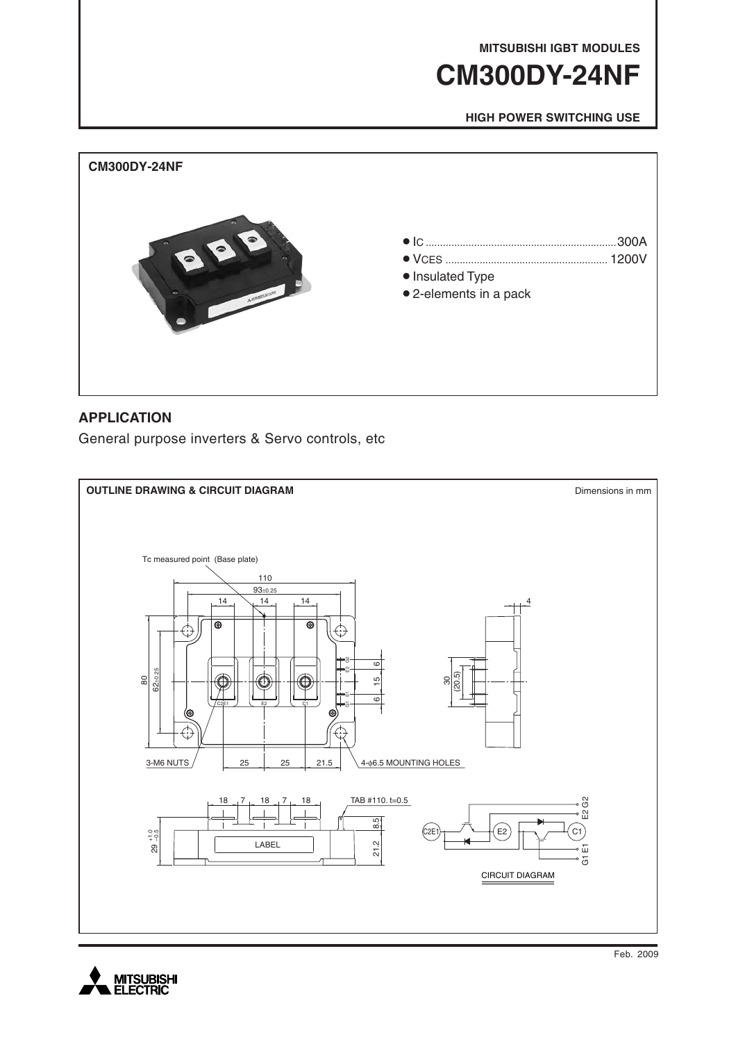MITSUBISHI IGBT MODULES

# CM300DY-24NF

**HIGH POWER SWITCHING USE**

**CM300DY-24NF**

- $I_C$ .................................................................. 300A
- $V_{CES}$ ........................................................ 1200V
- Insulated Type
- 2-elements in a pack

## APPLICATION

General purpose inverters & Servo controls, etc

**OUTLINE DRAWING & CIRCUIT DIAGRAM**

Dimensions in mm

Tc measured point (Base plate)

110

$93_{\pm 0.25}$

14 14 14

4

80

$62_{\pm 0.25}$

6

15

6

30

(20.5)

C2E1 E2 C1

E2 G2

G1 E1

3-M6 NUTS

25 25 21.5

4-φ6.5 MOUNTING HOLES

18 7 18 7 18

TAB #110. t=0.5

$29^{+1.0}_{-0.5}$

8.5

21.2

LABEL

C2E1 E2 C1

E2 G2

G1 E1

CIRCUIT DIAGRAM

Feb. 2009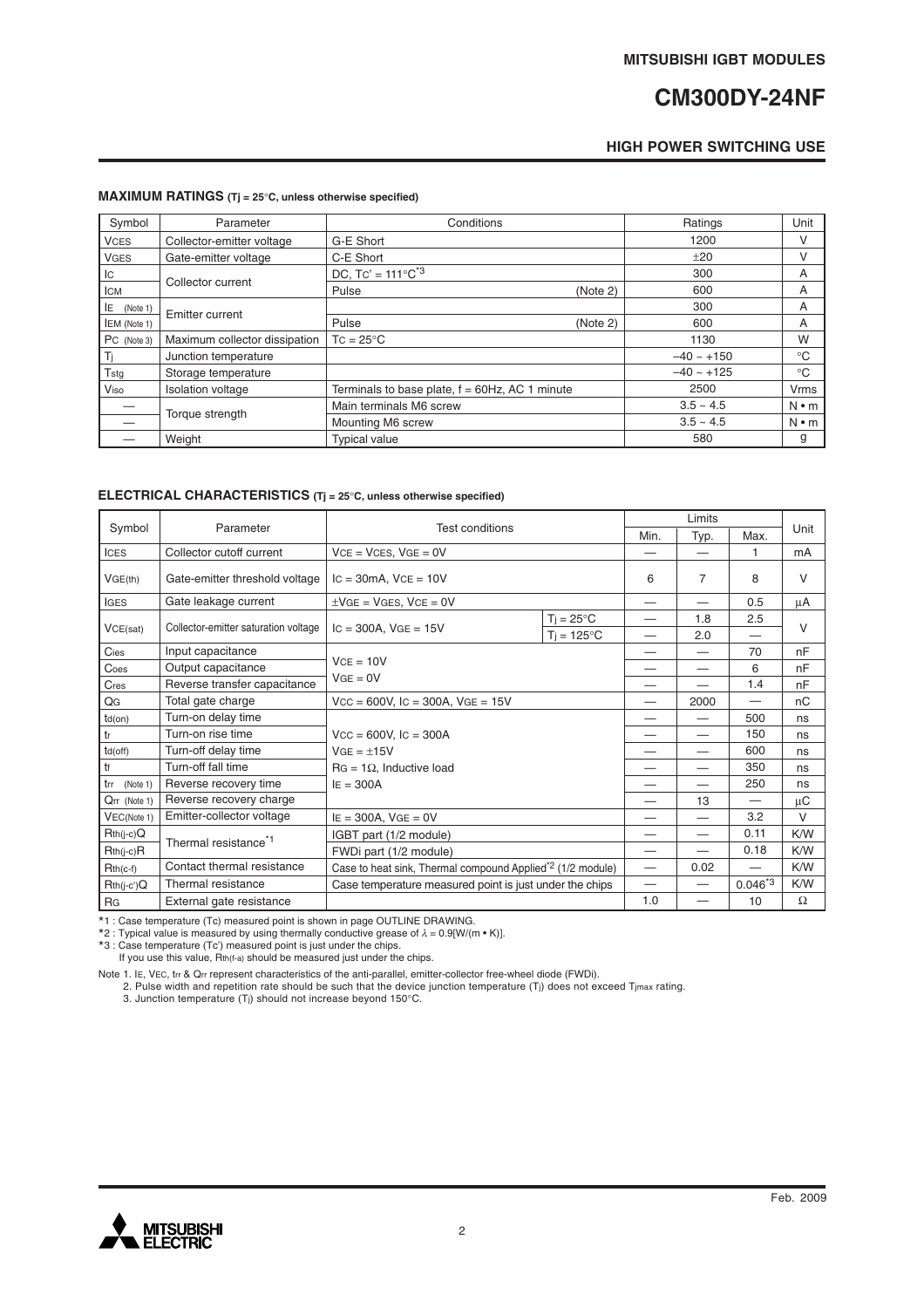## MAXIMUM RATINGS (Tj = 25°C, unless otherwise specified)

| Symbol | Parameter | Conditions | | Ratings | Unit |
|---|---|---|---|---|---|
| $V_{CES}$ | Collector-emitter voltage | G-E Short | | 1200 | V |
| $V_{GES}$ | Gate-emitter voltage | C-E Short | | ±20 | V |
| $I_C$ | Collector current | DC, $T_C' = 111°C$ [*3] | | 300 | A |
| $I_{CM}$ | | Pulse | (Note 2) | 600 | A |
| $I_E$ (Note 1) | Emitter current | | | 300 | A |
| $I_{EM}$ (Note 1) | | Pulse | (Note 2) | 600 | A |
| $P_C$ (Note 3) | Maximum collector dissipation | $T_C = 25°C$ | | 1130 | W |
| $T_j$ | Junction temperature | | | –40 ~ +150 | °C |
| $T_{stg}$ | Storage temperature | | | –40 ~ +125 | °C |
| $V_{iso}$ | Isolation voltage | Terminals to base plate, f = 60Hz, AC 1 minute | | 2500 | Vrms |
| — | Torque strength | Main terminals M6 screw | | 3.5 ~ 4.5 | N • m |
| — | | Mounting M6 screw | | 3.5 ~ 4.5 | N • m |
| — | Weight | Typical value | | 580 | g |

## ELECTRICAL CHARACTERISTICS (Tj = 25°C, unless otherwise specified)

| Symbol | Parameter | Test conditions | | Limits | | | Unit |
|---|---|---|---|---|---|---|---|
| | | | | Min. | Typ. | Max. | |
| $I_{CES}$ | Collector cutoff current | $V_{CE} = V_{CES}$, $V_{GE} = 0V$ | | — | — | 1 | mA |
| $V_{GE(th)}$ | Gate-emitter threshold voltage | $I_C = 30mA$, $V_{CE} = 10V$ | | 6 | 7 | 8 | V |
| $I_{GES}$ | Gate leakage current | $\pm V_{GE} = V_{GES}$, $V_{CE} = 0V$ | | — | — | 0.5 | μA |
| $V_{CE(sat)}$ | Collector-emitter saturation voltage | $I_C = 300A$, $V_{GE} = 15V$ | $T_j = 25°C$ | — | 1.8 | 2.5 | V |
| | | | $T_j = 125°C$ | — | 2.0 | — | |
| $C_{ies}$ | Input capacitance | $V_{CE} = 10V$ $V_{GE} = 0V$ | | — | — | 70 | nF |
| $C_{oes}$ | Output capacitance | | | — | — | 6 | nF |
| $C_{res}$ | Reverse transfer capacitance | | | — | — | 1.4 | nF |
| $Q_G$ | Total gate charge | $V_{CC} = 600V$, $I_C = 300A$, $V_{GE} = 15V$ | | — | 2000 | — | nC |
| $t_{d(on)}$ | Turn-on delay time | $V_{CC} = 600V$, $I_C = 300A$ $V_{GE} = \pm 15V$ $R_G = 1\Omega$, Inductive load $I_E = 300A$ | | — | — | 500 | ns |
| $t_r$ | Turn-on rise time | | | — | — | 150 | ns |
| $t_{d(off)}$ | Turn-off delay time | | | — | — | 600 | ns |
| $t_f$ | Turn-off fall time | | | — | — | 350 | ns |
| $t_{rr}$ (Note 1) | Reverse recovery time | | | — | — | 250 | ns |
| $Q_{rr}$ (Note 1) | Reverse recovery charge | | | — | 13 | — | μC |
| $V_{EC}$(Note 1) | Emitter-collector voltage | $I_E = 300A$, $V_{GE} = 0V$ | | — | — | 3.2 | V |
| $R_{th(j-c)}Q$ | Thermal resistance[*1] | IGBT part (1/2 module) | | — | — | 0.11 | K/W |
| $R_{th(j-c)}R$ | | FWDi part (1/2 module) | | — | — | 0.18 | K/W |
| $R_{th(c-f)}$ | Contact thermal resistance | Case to heat sink, Thermal compound Applied[*2] (1/2 module) | | — | 0.02 | — | K/W |
| $R_{th(j-c')}Q$ | Thermal resistance | Case temperature measured point is just under the chips | | — | — | 0.046[*3] | K/W |
| $R_G$ | External gate resistance | | | 1.0 | — | 10 | Ω |

*1 : Case temperature (Tc) measured point is shown in page OUTLINE DRAWING.
*2 : Typical value is measured by using thermally conductive grease of $\lambda = 0.9$[W/(m • K)].
*3 : Case temperature (Tc') measured point is just under the chips.
If you use this value, $R_{th(f-a)}$ should be measured just under the chips.

Note 1. $I_E$, $V_{EC}$, $t_{rr}$ & $Q_{rr}$ represent characteristics of the anti-parallel, emitter-collector free-wheel diode (FWDi).
2. Pulse width and repetition rate should be such that the device junction temperature ($T_j$) does not exceed $T_{jmax}$ rating.
3. Junction temperature ($T_j$) should not increase beyond 150°C.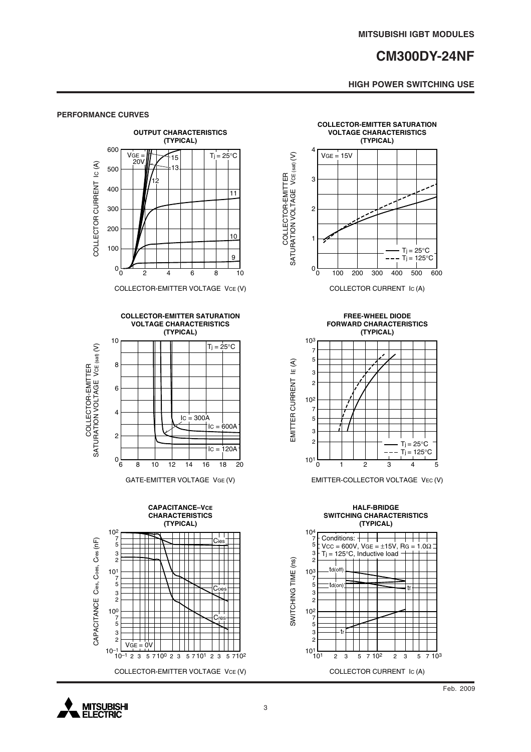## PERFORMANCE CURVES

**OUTPUT CHARACTERISTICS (TYPICAL)**

$V_{GE}$ = 20V, 15, 13, 12, 11, 10, 9; $T_j$ = 25°C

COLLECTOR CURRENT $I_C$ (A) vs. COLLECTOR-EMITTER VOLTAGE $V_{CE}$ (V)

**COLLECTOR-EMITTER SATURATION VOLTAGE CHARACTERISTICS (TYPICAL)**

$V_{GE}$ = 15V; $T_j$ = 25°C, $T_j$ = 125°C

COLLECTOR-EMITTER SATURATION VOLTAGE $V_{CE(sat)}$ (V) vs. COLLECTOR CURRENT $I_C$ (A)

**COLLECTOR-EMITTER SATURATION VOLTAGE CHARACTERISTICS (TYPICAL)**

$T_j$ = 25°C; $I_C$ = 300A, $I_C$ = 600A, $I_C$ = 120A

COLLECTOR-EMITTER SATURATION VOLTAGE $V_{CE(sat)}$ (V) vs. GATE-EMITTER VOLTAGE $V_{GE}$ (V)

**FREE-WHEEL DIODE FORWARD CHARACTERISTICS (TYPICAL)**

$T_j$ = 25°C, $T_j$ = 125°C

EMITTER CURRENT $I_E$ (A) vs. EMITTER-COLLECTOR VOLTAGE $V_{EC}$ (V)

**CAPACITANCE–$V_{CE}$ CHARACTERISTICS (TYPICAL)**

$C_{ies}$, $C_{oes}$, $C_{res}$; $V_{GE}$ = 0V

CAPACITANCE $C_{ies}$, $C_{oes}$, $C_{res}$ (nF) vs. COLLECTOR-EMITTER VOLTAGE $V_{CE}$ (V)

**HALF-BRIDGE SWITCHING CHARACTERISTICS (TYPICAL)**

Conditions:
$V_{CC}$ = 600V, $V_{GE}$ = ±15V, $R_G$ = 1.0Ω
$T_j$ = 125°C, Inductive load

$t_{d(off)}$, $t_{d(on)}$, $t_f$, $t_r$

SWITCHING TIME (ns) vs. COLLECTOR CURRENT $I_C$ (A)

Feb. 2009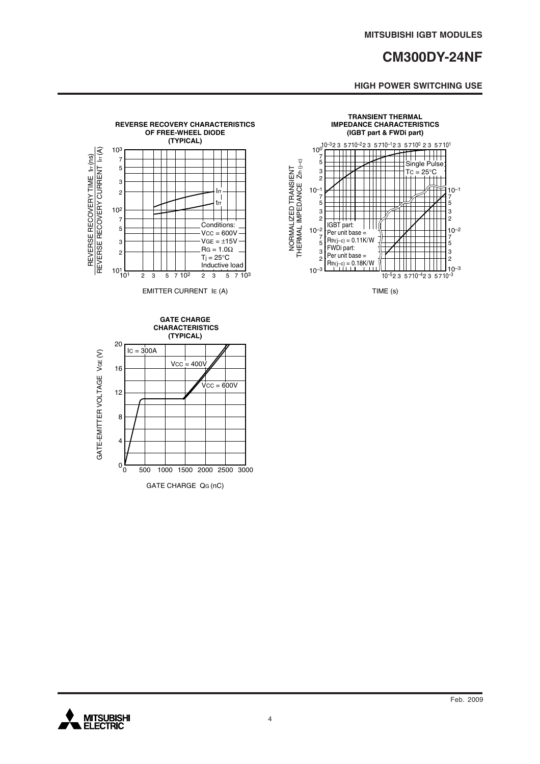MITSUBISHI IGBT MODULES

# CM300DY-24NF

HIGH POWER SWITCHING USE

### REVERSE RECOVERY CHARACTERISTICS OF FREE-WHEEL DIODE (TYPICAL)

REVERSE RECOVERY TIME $t_{rr}$ (ns)
REVERSE RECOVERY CURRENT $I_{rr}$ (A)

$10^3$ 7 5 3 2 $10^2$ 7 5 3 2 $10^1$

$10^1$ 2 3 5 7 $10^2$ 2 3 5 7 $10^3$

EMITTER CURRENT $I_E$ (A)

$I_{rr}$

$t_{rr}$

Conditions:
$V_{CC}$ = 600V
$V_{GE}$ = ±15V
$R_G$ = 1.0Ω
$T_j$ = 25°C
Inductive load

### TRANSIENT THERMAL IMPEDANCE CHARACTERISTICS (IGBT part & FWDi part)

NORMALIZED TRANSIENT THERMAL IMPEDANCE $Z_{th\,(j-c)}$

$10^{-3}$ 2 3 5 7 $10^{-2}$ 2 3 5 7 $10^{-1}$ 2 3 5 7 $10^0$ 2 3 5 7 $10^1$

$10^0$ 7 5 3 2 $10^{-1}$ 7 5 3 2 $10^{-2}$ 7 5 3 2 $10^{-3}$

$10^{-1}$ 7 5 3 2 $10^{-2}$ 7 5 3 2 $10^{-3}$

$10^{-5}$ 2 3 5 7 $10^{-4}$ 2 3 5 7 $10^{-3}$

TIME (s)

Single Pulse
$T_C$ = 25°C

IGBT part:
Per unit base =
$R_{th(j-c)}$ = 0.11K/W
FWDi part:
Per unit base =
$R_{th(j-c)}$ = 0.18K/W

### GATE CHARGE CHARACTERISTICS (TYPICAL)

GATE-EMITTER VOLTAGE $V_{GE}$ (V)

20 16 12 8 4 0

0 500 1000 1500 2000 2500 3000

GATE CHARGE $Q_G$ (nC)

$I_C$ = 300A

$V_{CC}$ = 400V

$V_{CC}$ = 600V

Feb. 2009